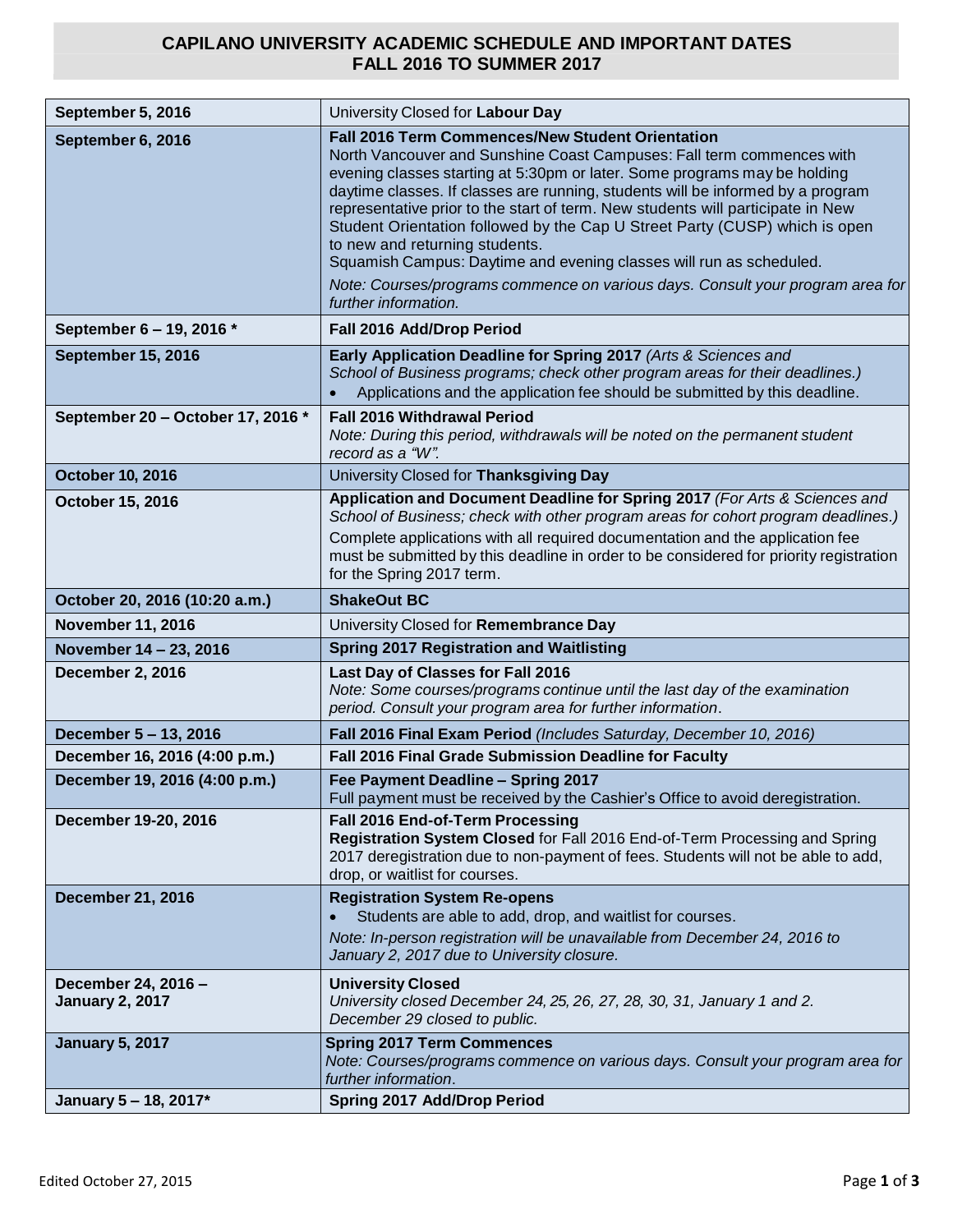# CAPILANO UNIVERSITY ACADEMIC SCHEDULE AND IMPORTANT DATES
# FALL 2016 TO SUMMER 2017

| Date | Event |
|---|---|
| **September 5, 2016** | University Closed for **Labour Day** |
| **September 6, 2016** | **Fall 2016 Term Commences/New Student Orientation**<br>North Vancouver and Sunshine Coast Campuses: Fall term commences with evening classes starting at 5:30pm or later. Some programs may be holding daytime classes. If classes are running, students will be informed by a program representative prior to the start of term. New students will participate in New Student Orientation followed by the Cap U Street Party (CUSP) which is open to new and returning students.<br>Squamish Campus: Daytime and evening classes will run as scheduled.<br>*Note: Courses/programs commence on various days. Consult your program area for further information.* |
| **September 6 – 19, 2016 *** | **Fall 2016 Add/Drop Period** |
| **September 15, 2016** | **Early Application Deadline for Spring 2017** *(Arts & Sciences and School of Business programs; check other program areas for their deadlines.)*<br>• Applications and the application fee should be submitted by this deadline. |
| **September 20 – October 17, 2016 *** | **Fall 2016 Withdrawal Period**<br>*Note: During this period, withdrawals will be noted on the permanent student record as a "W".* |
| **October 10, 2016** | University Closed for **Thanksgiving Day** |
| **October 15, 2016** | **Application and Document Deadline for Spring 2017** *(For Arts & Sciences and School of Business; check with other program areas for cohort program deadlines.)*<br>Complete applications with all required documentation and the application fee must be submitted by this deadline in order to be considered for priority registration for the Spring 2017 term. |
| **October 20, 2016 (10:20 a.m.)** | **ShakeOut BC** |
| **November 11, 2016** | University Closed for **Remembrance Day** |
| **November 14 – 23, 2016** | **Spring 2017 Registration and Waitlisting** |
| **December 2, 2016** | **Last Day of Classes for Fall 2016**<br>*Note: Some courses/programs continue until the last day of the examination period. Consult your program area for further information.* |
| **December 5 – 13, 2016** | **Fall 2016 Final Exam Period** *(Includes Saturday, December 10, 2016)* |
| **December 16, 2016 (4:00 p.m.)** | **Fall 2016 Final Grade Submission Deadline for Faculty** |
| **December 19, 2016 (4:00 p.m.)** | **Fee Payment Deadline – Spring 2017**<br>Full payment must be received by the Cashier's Office to avoid deregistration. |
| **December 19-20, 2016** | **Fall 2016 End-of-Term Processing**<br>**Registration System Closed** for Fall 2016 End-of-Term Processing and Spring 2017 deregistration due to non-payment of fees. Students will not be able to add, drop, or waitlist for courses. |
| **December 21, 2016** | **Registration System Re-opens**<br>• Students are able to add, drop, and waitlist for courses.<br>*Note: In-person registration will be unavailable from December 24, 2016 to January 2, 2017 due to University closure.* |
| **December 24, 2016 – January 2, 2017** | **University Closed**<br>*University closed December 24, 25, 26, 27, 28, 30, 31, January 1 and 2. December 29 closed to public.* |
| **January 5, 2017** | **Spring 2017 Term Commences**<br>*Note: Courses/programs commence on various days. Consult your program area for further information.* |
| **January 5 – 18, 2017*** | **Spring 2017 Add/Drop Period** |

Edited October 27, 2015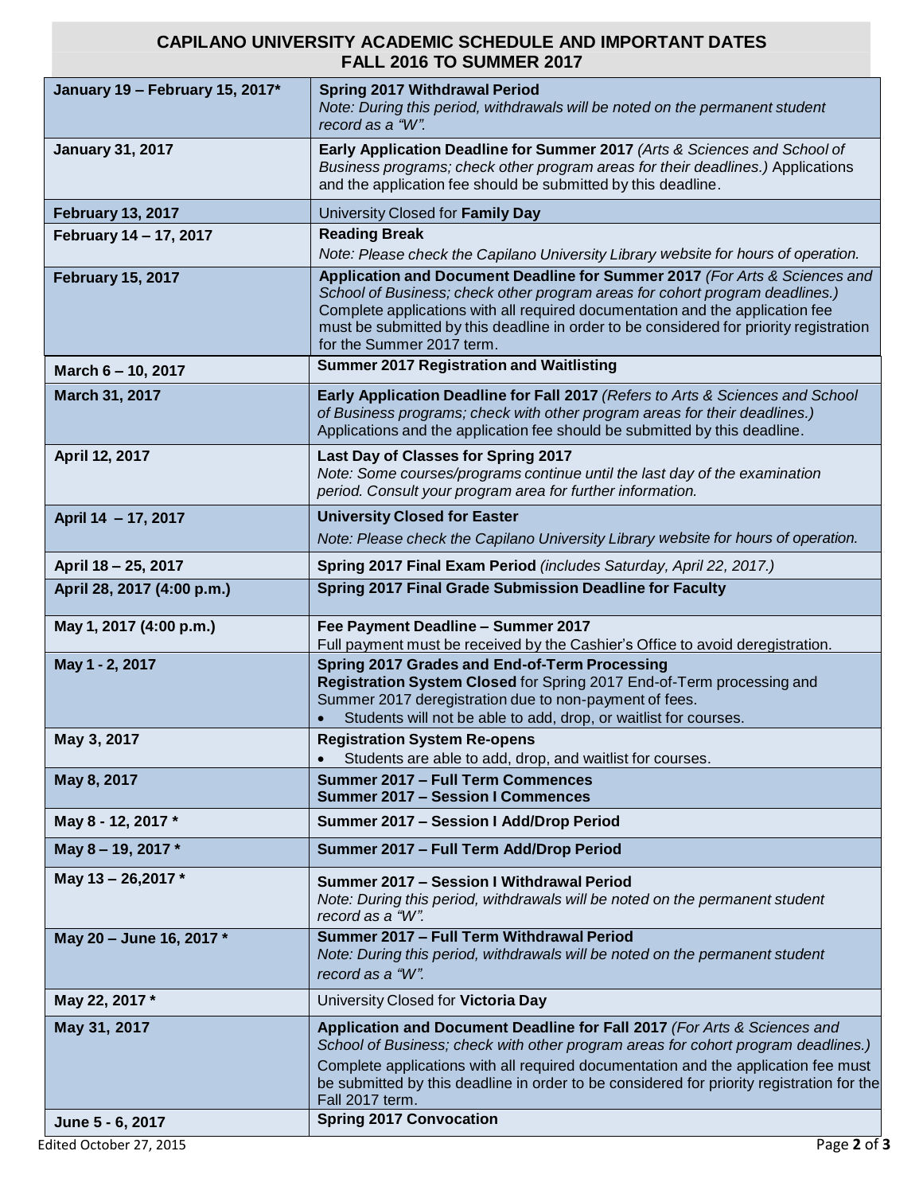# CAPILANO UNIVERSITY ACADEMIC SCHEDULE AND IMPORTANT DATES
## FALL 2016 TO SUMMER 2017

| | |
|---|---|
| **January 19 – February 15, 2017*** | **Spring 2017 Withdrawal Period**<br>*Note: During this period, withdrawals will be noted on the permanent student record as a "W".* |
| **January 31, 2017** | **Early Application Deadline for Summer 2017** *(Arts & Sciences and School of Business programs; check other program areas for their deadlines.)* Applications and the application fee should be submitted by this deadline. |
| **February 13, 2017** | University Closed for **Family Day** |
| **February 14 – 17, 2017** | **Reading Break**<br>*Note: Please check the Capilano University Library website for hours of operation.* |
| **February 15, 2017** | **Application and Document Deadline for Summer 2017** *(For Arts & Sciences and School of Business; check other program areas for cohort program deadlines.)* Complete applications with all required documentation and the application fee must be submitted by this deadline in order to be considered for priority registration for the Summer 2017 term. |
| **March 6 – 10, 2017** | **Summer 2017 Registration and Waitlisting** |
| **March 31, 2017** | **Early Application Deadline for Fall 2017** *(Refers to Arts & Sciences and School of Business programs; check with other program areas for their deadlines.)* Applications and the application fee should be submitted by this deadline. |
| **April 12, 2017** | **Last Day of Classes for Spring 2017**<br>*Note: Some courses/programs continue until the last day of the examination period. Consult your program area for further information.* |
| **April 14 – 17, 2017** | **University Closed for Easter**<br>*Note: Please check the Capilano University Library website for hours of operation.* |
| **April 18 – 25, 2017** | **Spring 2017 Final Exam Period** *(includes Saturday, April 22, 2017.)* |
| **April 28, 2017 (4:00 p.m.)** | **Spring 2017 Final Grade Submission Deadline for Faculty** |
| **May 1, 2017 (4:00 p.m.)** | **Fee Payment Deadline – Summer 2017**<br>Full payment must be received by the Cashier's Office to avoid deregistration. |
| **May 1 - 2, 2017** | **Spring 2017 Grades and End-of-Term Processing**<br>**Registration System Closed** for Spring 2017 End-of-Term processing and Summer 2017 deregistration due to non-payment of fees.<br>• Students will not be able to add, drop, or waitlist for courses. |
| **May 3, 2017** | **Registration System Re-opens**<br>• Students are able to add, drop, and waitlist for courses. |
| **May 8, 2017** | **Summer 2017 – Full Term Commences**<br>**Summer 2017 – Session I Commences** |
| **May 8 - 12, 2017 *** | **Summer 2017 – Session I Add/Drop Period** |
| **May 8 – 19, 2017 *** | **Summer 2017 – Full Term Add/Drop Period** |
| **May 13 – 26,2017 *** | **Summer 2017 – Session I Withdrawal Period**<br>*Note: During this period, withdrawals will be noted on the permanent student record as a "W".* |
| **May 20 – June 16, 2017 *** | **Summer 2017 – Full Term Withdrawal Period**<br>*Note: During this period, withdrawals will be noted on the permanent student record as a "W".* |
| **May 22, 2017 *** | University Closed for **Victoria Day** |
| **May 31, 2017** | **Application and Document Deadline for Fall 2017** *(For Arts & Sciences and School of Business; check with other program areas for cohort program deadlines.)*<br>Complete applications with all required documentation and the application fee must be submitted by this deadline in order to be considered for priority registration for the Fall 2017 term. |
| **June 5 - 6, 2017** | **Spring 2017 Convocation** |

Edited October 27, 2015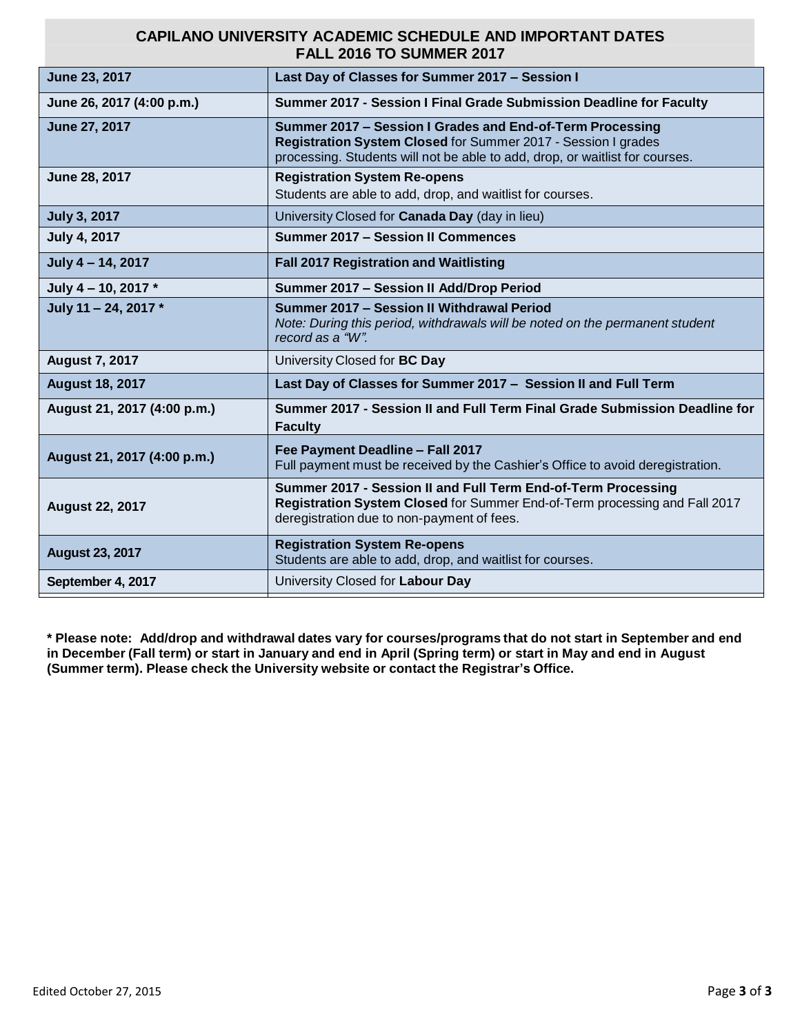## CAPILANO UNIVERSITY ACADEMIC SCHEDULE AND IMPORTANT DATES FALL 2016 TO SUMMER 2017

| | |
|---|---|
| **June 23, 2017** | **Last Day of Classes for Summer 2017 – Session I** |
| **June 26, 2017 (4:00 p.m.)** | **Summer 2017 - Session I Final Grade Submission Deadline for Faculty** |
| **June 27, 2017** | **Summer 2017 – Session I Grades and End-of-Term Processing** **Registration System Closed** for Summer 2017 - Session I grades processing. Students will not be able to add, drop, or waitlist for courses. |
| **June 28, 2017** | **Registration System Re-opens** Students are able to add, drop, and waitlist for courses. |
| **July 3, 2017** | University Closed for **Canada Day** (day in lieu) |
| **July 4, 2017** | **Summer 2017 – Session II Commences** |
| **July 4 – 14, 2017** | **Fall 2017 Registration and Waitlisting** |
| **July 4 – 10, 2017 *** | **Summer 2017 – Session II Add/Drop Period** |
| **July 11 – 24, 2017 *** | **Summer 2017 – Session II Withdrawal Period** *Note: During this period, withdrawals will be noted on the permanent student record as a "W".* |
| **August 7, 2017** | University Closed for **BC Day** |
| **August 18, 2017** | **Last Day of Classes for Summer 2017 – Session II and Full Term** |
| **August 21, 2017 (4:00 p.m.)** | **Summer 2017 - Session II and Full Term Final Grade Submission Deadline for Faculty** |
| **August 21, 2017 (4:00 p.m.)** | **Fee Payment Deadline – Fall 2017** Full payment must be received by the Cashier's Office to avoid deregistration. |
| **August 22, 2017** | **Summer 2017 - Session II and Full Term End-of-Term Processing** **Registration System Closed** for Summer End-of-Term processing and Fall 2017 deregistration due to non-payment of fees. |
| **August 23, 2017** | **Registration System Re-opens** Students are able to add, drop, and waitlist for courses. |
| **September 4, 2017** | University Closed for **Labour Day** |

**\* Please note: Add/drop and withdrawal dates vary for courses/programs that do not start in September and end in December (Fall term) or start in January and end in April (Spring term) or start in May and end in August (Summer term). Please check the University website or contact the Registrar's Office.**

Edited October 27, 2015